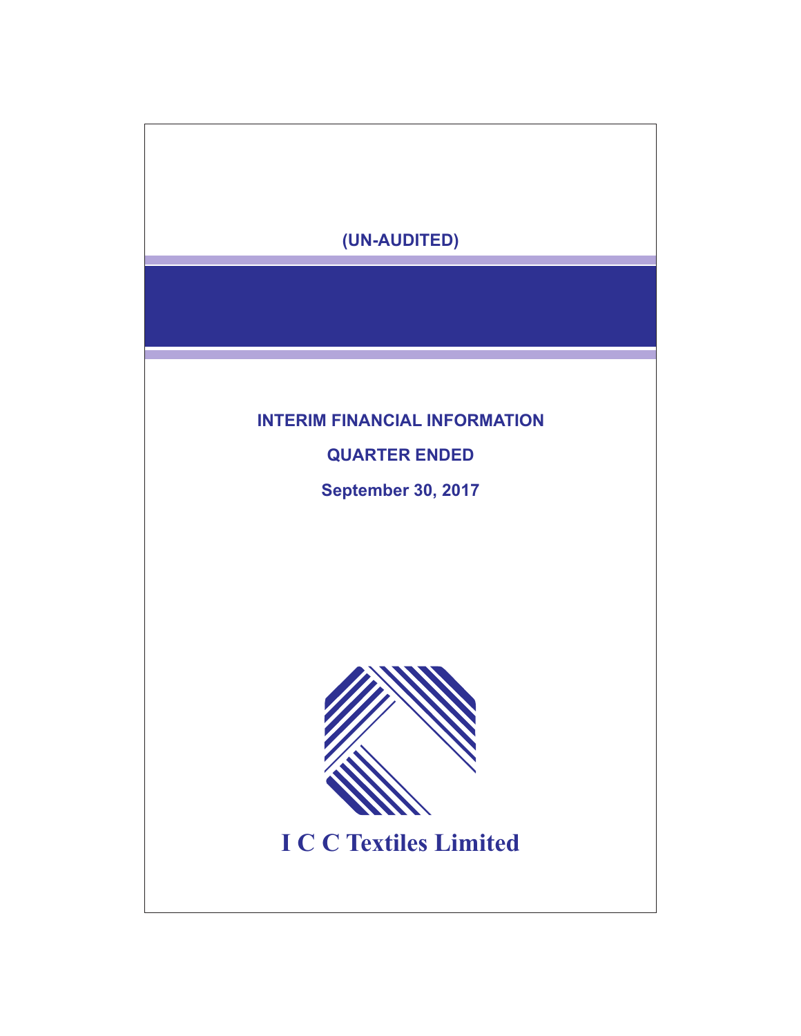(UN-AUDITED)

# INTERIM FINANCIAL INFORMATION

## QUARTER ENDED

## September 30, 2017

# I C C Textiles Limited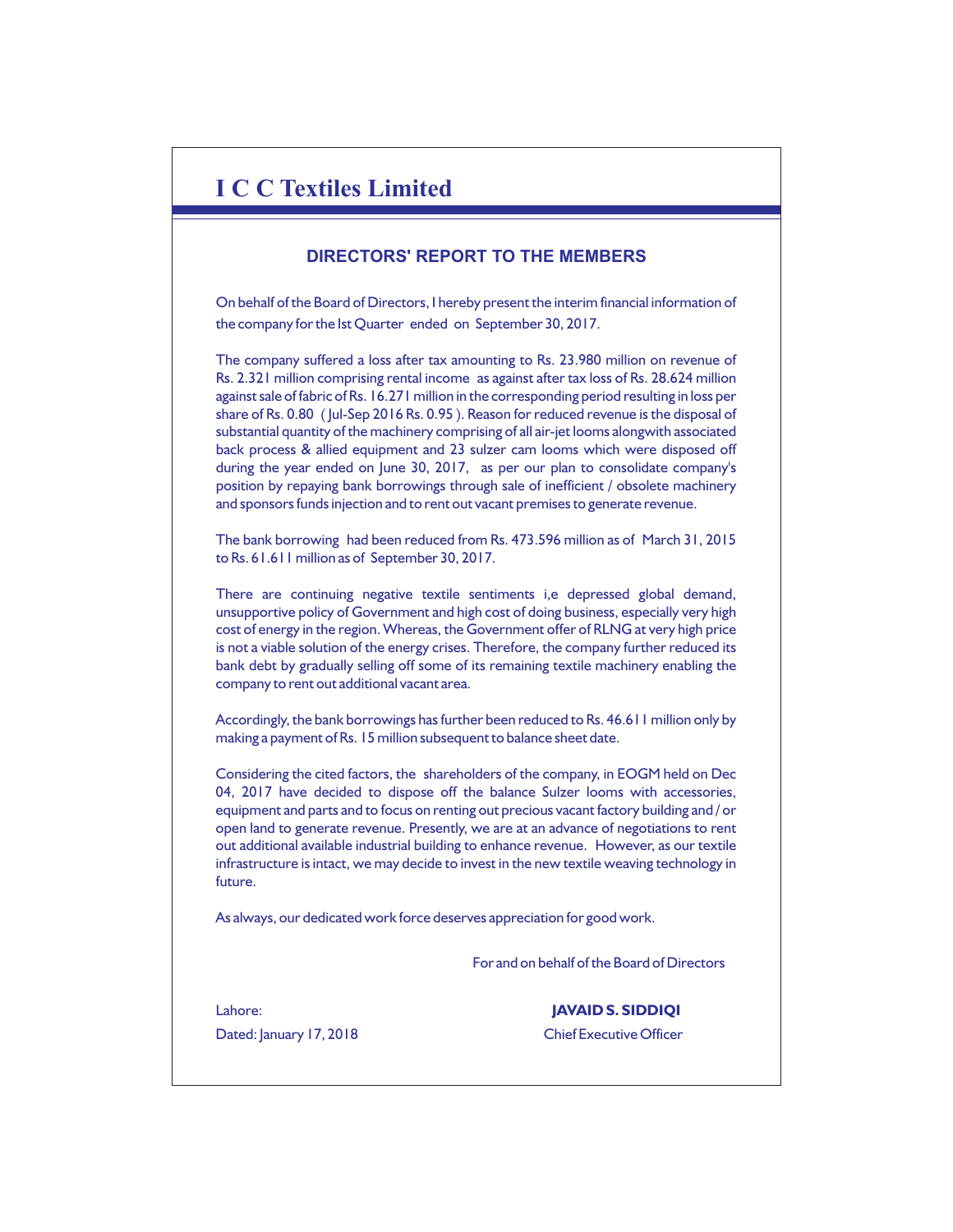# I C C Textiles Limited

## DIRECTORS' REPORT TO THE MEMBERS

On behalf of the Board of Directors, I hereby present the interim financial information of the company for the Ist Quarter ended on September 30, 2017.

The company suffered a loss after tax amounting to Rs. 23.980 million on revenue of Rs. 2.321 million comprising rental income as against after tax loss of Rs. 28.624 million against sale of fabric of Rs. 16.271 million in the corresponding period resulting in loss per share of Rs. 0.80 ( Jul-Sep 2016 Rs. 0.95 ). Reason for reduced revenue is the disposal of substantial quantity of the machinery comprising of all air-jet looms alongwith associated back process & allied equipment and 23 sulzer cam looms which were disposed off during the year ended on June 30, 2017, as per our plan to consolidate company's position by repaying bank borrowings through sale of inefficient / obsolete machinery and sponsors funds injection and to rent out vacant premises to generate revenue.

The bank borrowing had been reduced from Rs. 473.596 million as of March 31, 2015 to Rs. 61.611 million as of September 30, 2017.

There are continuing negative textile sentiments i,e depressed global demand, unsupportive policy of Government and high cost of doing business, especially very high cost of energy in the region. Whereas, the Government offer of RLNG at very high price is not a viable solution of the energy crises. Therefore, the company further reduced its bank debt by gradually selling off some of its remaining textile machinery enabling the company to rent out additional vacant area.

Accordingly, the bank borrowings has further been reduced to Rs. 46.611 million only by making a payment of Rs. 15 million subsequent to balance sheet date.

Considering the cited factors, the shareholders of the company, in EOGM held on Dec 04, 2017 have decided to dispose off the balance Sulzer looms with accessories, equipment and parts and to focus on renting out precious vacant factory building and / or open land to generate revenue. Presently, we are at an advance of negotiations to rent out additional available industrial building to enhance revenue. However, as our textile infrastructure is intact, we may decide to invest in the new textile weaving technology in future.

As always, our dedicated work force deserves appreciation for good work.

For and on behalf of the Board of Directors

Lahore:
Dated: January 17, 2018

**JAVAID S. SIDDIQI**
Chief Executive Officer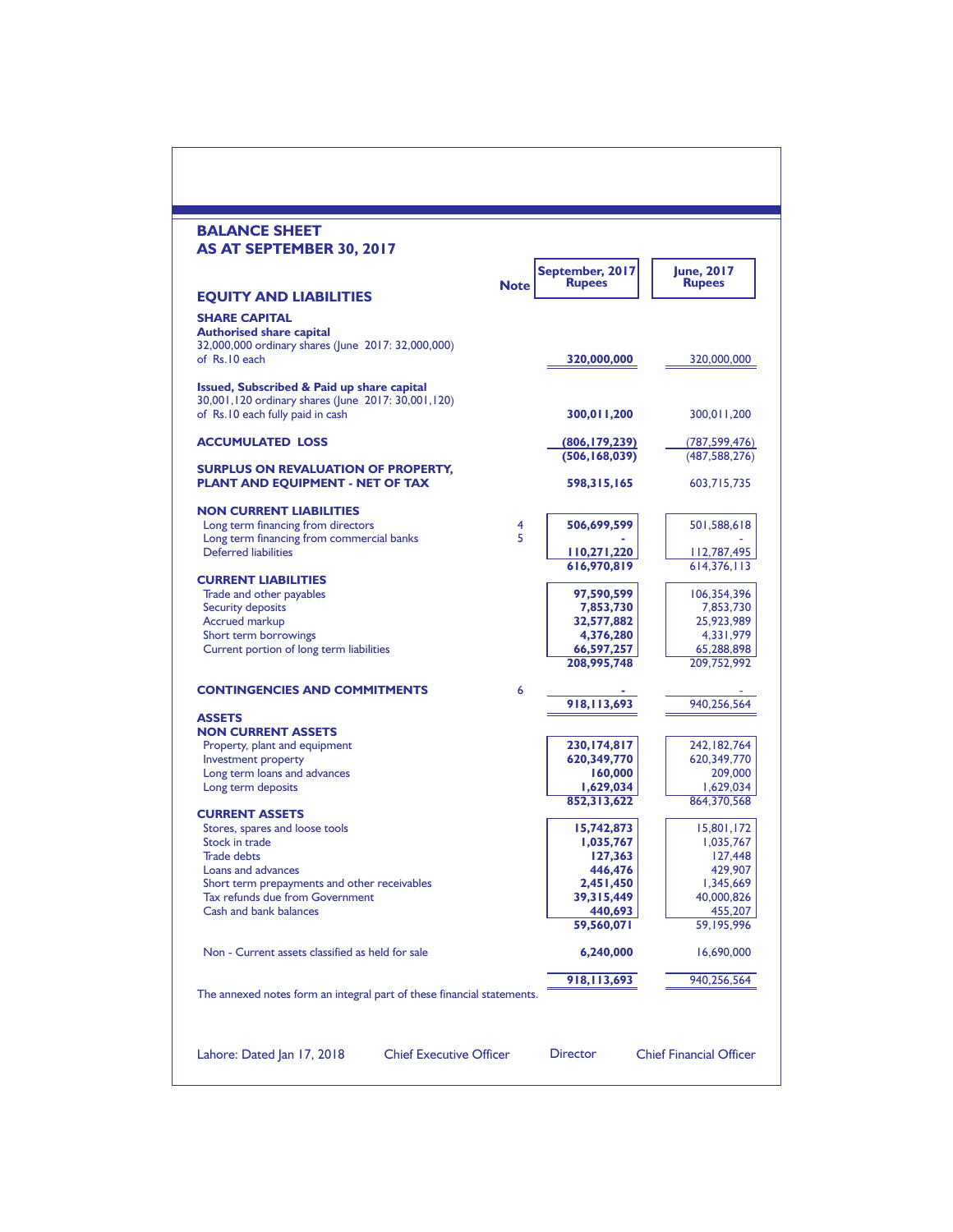# BALANCE SHEET
## AS AT SEPTEMBER 30, 2017

| | Note | September, 2017 Rupees | June, 2017 Rupees |
|---|---|---|---|
| **EQUITY AND LIABILITIES** | | | |
| **SHARE CAPITAL** | | | |
| **Authorised share capital** | | | |
| 32,000,000 ordinary shares (June 2017: 32,000,000) of Rs.10 each | | **320,000,000** | 320,000,000 |
| **Issued, Subscribed & Paid up share capital** | | | |
| 30,001,120 ordinary shares (June 2017: 30,001,120) of Rs.10 each fully paid in cash | | **300,011,200** | 300,011,200 |
| **ACCUMULATED LOSS** | | **(806,179,239)** | (787,599,476) |
| | | **(506,168,039)** | (487,588,276) |
| **SURPLUS ON REVALUATION OF PROPERTY, PLANT AND EQUIPMENT - NET OF TAX** | | **598,315,165** | 603,715,735 |
| **NON CURRENT LIABILITIES** | | | |
| Long term financing from directors | 4 | **506,699,599** | 501,588,618 |
| Long term financing from commercial banks | 5 | **-** | - |
| Deferred liabilities | | **110,271,220** | 112,787,495 |
| | | **616,970,819** | 614,376,113 |
| **CURRENT LIABILITIES** | | | |
| Trade and other payables | | **97,590,599** | 106,354,396 |
| Security deposits | | **7,853,730** | 7,853,730 |
| Accrued markup | | **32,577,882** | 25,923,989 |
| Short term borrowings | | **4,376,280** | 4,331,979 |
| Current portion of long term liabilities | | **66,597,257** | 65,288,898 |
| | | **208,995,748** | 209,752,992 |
| **CONTINGENCIES AND COMMITMENTS** | 6 | **-** | - |
| | | **918,113,693** | 940,256,564 |
| **ASSETS** | | | |
| **NON CURRENT ASSETS** | | | |
| Property, plant and equipment | | **230,174,817** | 242,182,764 |
| Investment property | | **620,349,770** | 620,349,770 |
| Long term loans and advances | | **160,000** | 209,000 |
| Long term deposits | | **1,629,034** | 1,629,034 |
| | | **852,313,622** | 864,370,568 |
| **CURRENT ASSETS** | | | |
| Stores, spares and loose tools | | **15,742,873** | 15,801,172 |
| Stock in trade | | **1,035,767** | 1,035,767 |
| Trade debts | | **127,363** | 127,448 |
| Loans and advances | | **446,476** | 429,907 |
| Short term prepayments and other receivables | | **2,451,450** | 1,345,669 |
| Tax refunds due from Government | | **39,315,449** | 40,000,826 |
| Cash and bank balances | | **440,693** | 455,207 |
| | | **59,560,071** | 59,195,996 |
| Non - Current assets classified as held for sale | | **6,240,000** | 16,690,000 |
| | | **918,113,693** | 940,256,564 |

The annexed notes form an integral part of these financial statements.

Lahore: Dated Jan 17, 2018 | Chief Executive Officer | Director | Chief Financial Officer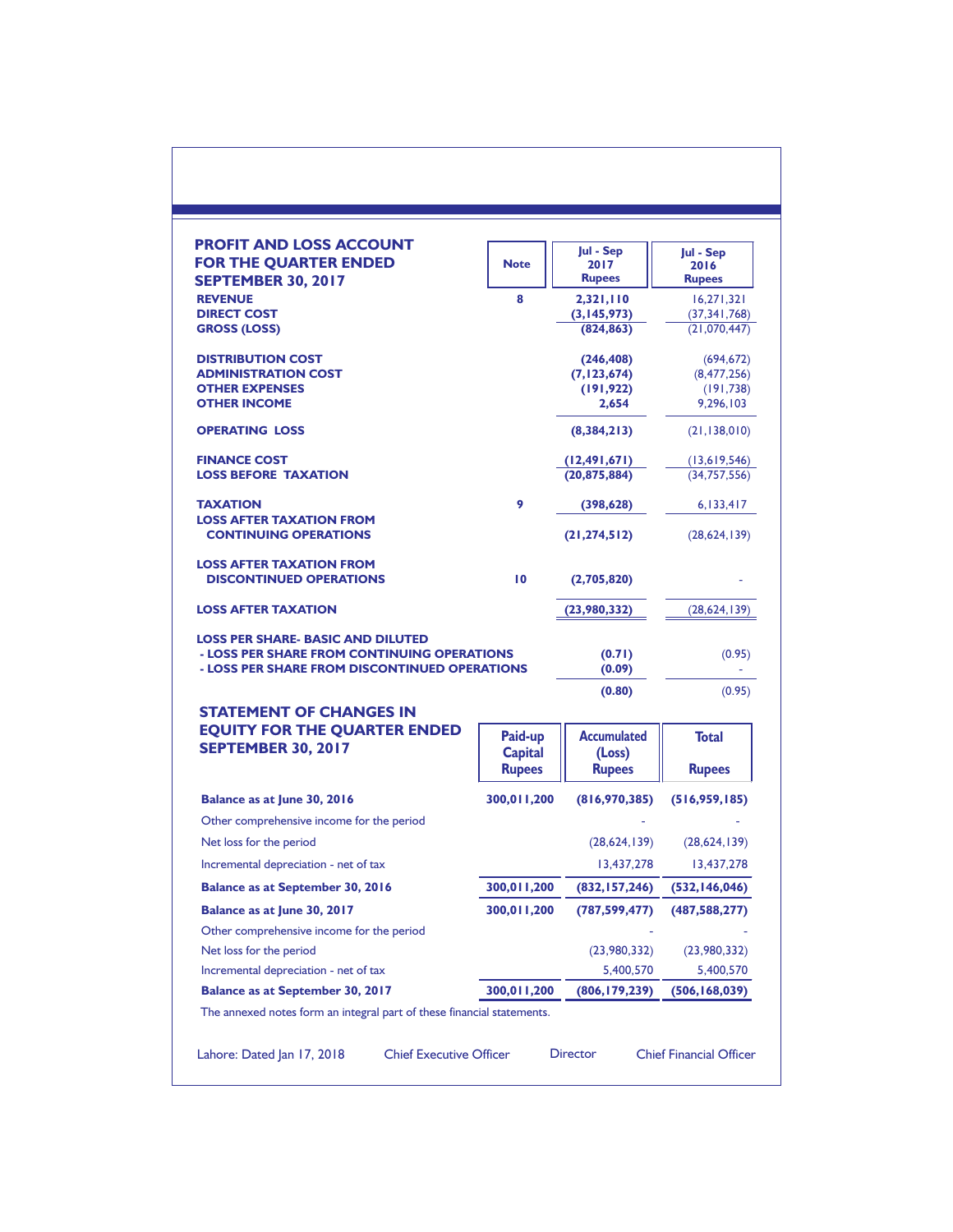## PROFIT AND LOSS ACCOUNT FOR THE QUARTER ENDED SEPTEMBER 30, 2017

| | Note | Jul - Sep 2017 Rupees | Jul - Sep 2016 Rupees |
|---|---|---|---|
| **REVENUE** | 8 | **2,321,110** | 16,271,321 |
| **DIRECT COST** | | **(3,145,973)** | (37,341,768) |
| **GROSS (LOSS)** | | **(824,863)** | (21,070,447) |
| | | | |
| **DISTRIBUTION COST** | | **(246,408)** | (694,672) |
| **ADMINISTRATION COST** | | **(7,123,674)** | (8,477,256) |
| **OTHER EXPENSES** | | **(191,922)** | (191,738) |
| **OTHER INCOME** | | **2,654** | 9,296,103 |
| | | | |
| **OPERATING LOSS** | | **(8,384,213)** | (21,138,010) |
| | | | |
| **FINANCE COST** | | **(12,491,671)** | (13,619,546) |
| **LOSS BEFORE TAXATION** | | **(20,875,884)** | (34,757,556) |
| | | | |
| **TAXATION** | 9 | **(398,628)** | 6,133,417 |
| **LOSS AFTER TAXATION FROM CONTINUING OPERATIONS** | | **(21,274,512)** | (28,624,139) |
| | | | |
| **LOSS AFTER TAXATION FROM DISCONTINUED OPERATIONS** | 10 | **(2,705,820)** | - |
| | | | |
| **LOSS AFTER TAXATION** | | **(23,980,332)** | (28,624,139) |
| | | | |
| **LOSS PER SHARE- BASIC AND DILUTED** | | | |
| **- LOSS PER SHARE FROM CONTINUING OPERATIONS** | | **(0.71)** | (0.95) |
| **- LOSS PER SHARE FROM DISCONTINUED OPERATIONS** | | **(0.09)** | - |
| | | **(0.80)** | (0.95) |

## STATEMENT OF CHANGES IN EQUITY FOR THE QUARTER ENDED SEPTEMBER 30, 2017

| | Paid-up Capital Rupees | Accumulated (Loss) Rupees | Total Rupees |
|---|---|---|---|
| **Balance as at June 30, 2016** | **300,011,200** | **(816,970,385)** | **(516,959,185)** |
| Other comprehensive income for the period | | - | - |
| Net loss for the period | | (28,624,139) | (28,624,139) |
| Incremental depreciation - net of tax | | 13,437,278 | 13,437,278 |
| **Balance as at September 30, 2016** | **300,011,200** | **(832,157,246)** | **(532,146,046)** |
| **Balance as at June 30, 2017** | **300,011,200** | **(787,599,477)** | **(487,588,277)** |
| Other comprehensive income for the period | | - | - |
| Net loss for the period | | (23,980,332) | (23,980,332) |
| Incremental depreciation - net of tax | | 5,400,570 | 5,400,570 |
| **Balance as at September 30, 2017** | **300,011,200** | **(806,179,239)** | **(506,168,039)** |

The annexed notes form an integral part of these financial statements.

Lahore: Dated Jan 17, 2018 — Chief Executive Officer — Director — Chief Financial Officer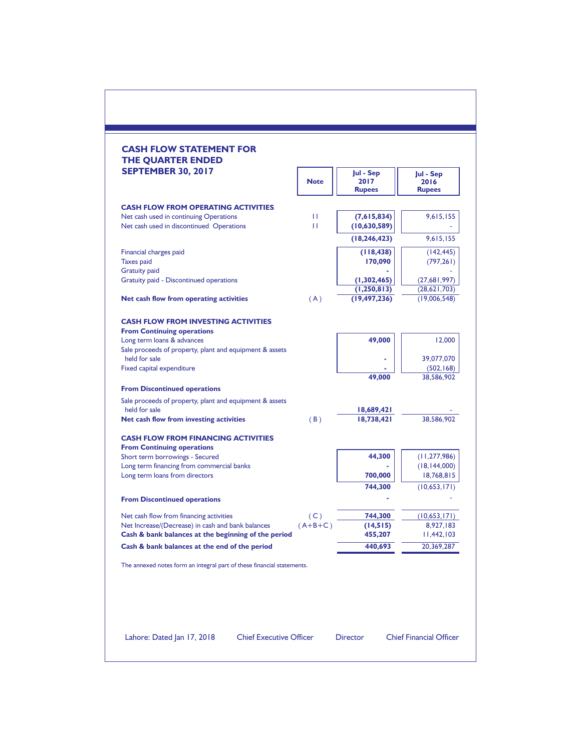# CASH FLOW STATEMENT FOR THE QUARTER ENDED SEPTEMBER 30, 2017

| | Note | Jul - Sep 2017 Rupees | Jul - Sep 2016 Rupees |
|---|---|---|---|
| **CASH FLOW FROM OPERATING ACTIVITIES** | | | |
| Net cash used in continuing Operations | 11 | **(7,615,834)** | 9,615,155 |
| Net cash used in discontinued Operations | 11 | **(10,630,589)** | - |
| | | **(18,246,423)** | 9,615,155 |
| Financial charges paid | | **(118,438)** | (142,445) |
| Taxes paid | | **170,090** | (797,261) |
| Gratuity paid | | **-** | - |
| Gratuity paid - Discontinued operations | | **(1,302,465)** | (27,681,997) |
| | | **(1,250,813)** | (28,621,703) |
| **Net cash flow from operating activities** | ( A ) | **(19,497,236)** | (19,006,548) |
| **CASH FLOW FROM INVESTING ACTIVITIES** | | | |
| **From Continuing operations** | | | |
| Long term loans & advances | | **49,000** | 12,000 |
| Sale proceeds of property, plant and equipment & assets held for sale | | **-** | 39,077,070 |
| Fixed capital expenditure | | **-** | (502,168) |
| | | **49,000** | 38,586,902 |
| **From Discontinued operations** | | | |
| Sale proceeds of property, plant and equipment & assets held for sale | | **18,689,421** | - |
| **Net cash flow from investing activities** | ( B ) | **18,738,421** | 38,586,902 |
| **CASH FLOW FROM FINANCING ACTIVITIES** | | | |
| **From Continuing operations** | | | |
| Short term borrowings - Secured | | **44,300** | (11,277,986) |
| Long term financing from commercial banks | | **-** | (18,144,000) |
| Long term loans from directors | | **700,000** | 18,768,815 |
| | | **744,300** | (10,653,171) |
| **From Discontinued operations** | | **-** | - |
| Net cash flow from financing activities | ( C ) | **744,300** | (10,653,171) |
| Net Increase/(Decrease) in cash and bank balances | ( A+B+C ) | **(14,515)** | 8,927,183 |
| **Cash & bank balances at the beginning of the period** | | **455,207** | 11,442,103 |
| **Cash & bank balances at the end of the period** | | **440,693** | 20,369,287 |

The annexed notes form an integral part of these financial statements.

Lahore: Dated Jan 17, 2018 | Chief Executive Officer | Director | Chief Financial Officer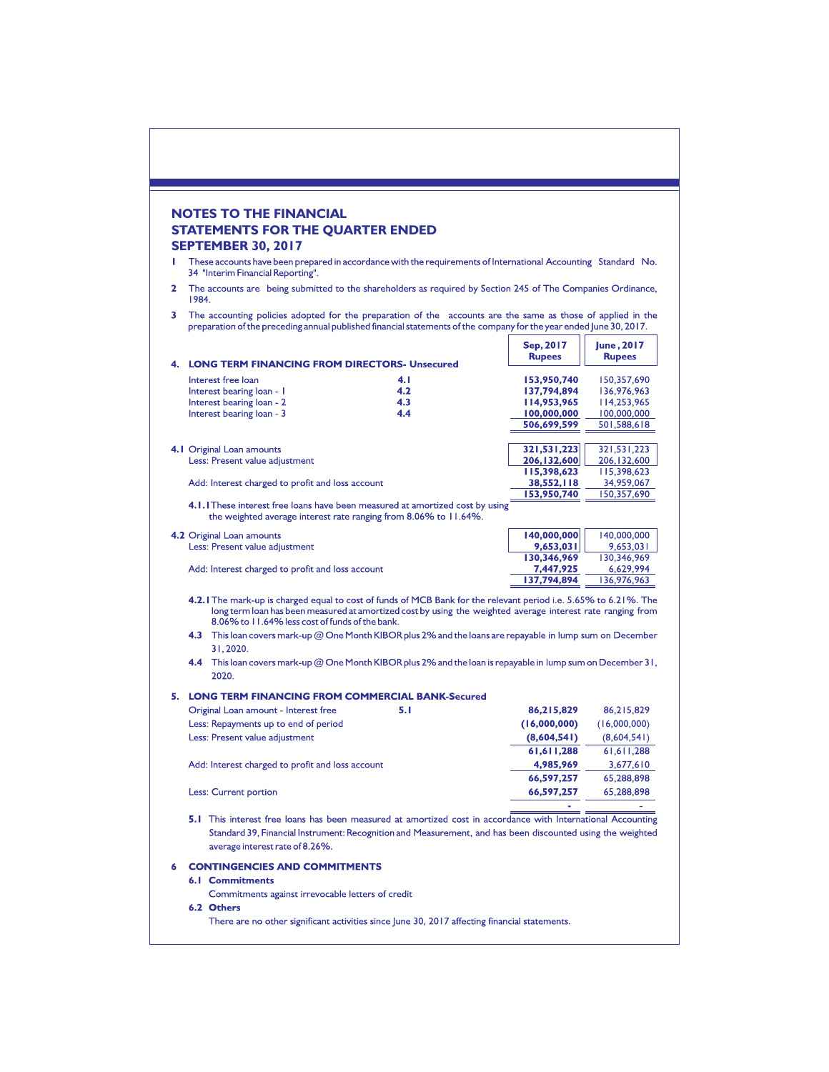## NOTES TO THE FINANCIAL STATEMENTS FOR THE QUARTER ENDED SEPTEMBER 30, 2017

1. These accounts have been prepared in accordance with the requirements of International Accounting Standard No. 34 "Interim Financial Reporting".

2. The accounts are being submitted to the shareholders as required by Section 245 of The Companies Ordinance, 1984.

3. The accounting policies adopted for the preparation of the accounts are the same as those of applied in the preparation of the preceding annual published financial statements of the company for the year ended June 30, 2017.

| | | Sep, 2017 Rupees | June, 2017 Rupees |
|---|---|---|---|
| **4. LONG TERM FINANCING FROM DIRECTORS- Unsecured** | | | |
| Interest free loan | 4.1 | **153,950,740** | 150,357,690 |
| Interest bearing loan - 1 | 4.2 | **137,794,894** | 136,976,963 |
| Interest bearing loan - 2 | 4.3 | **114,953,965** | 114,253,965 |
| Interest bearing loan - 3 | 4.4 | **100,000,000** | 100,000,000 |
| | | **506,699,599** | 501,588,618 |
| **4.1** Original Loan amounts | | **321,531,223** | 321,531,223 |
| Less: Present value adjustment | | **206,132,600** | 206,132,600 |
| | | **115,398,623** | 115,398,623 |
| Add: Interest charged to profit and loss account | | **38,552,118** | 34,959,067 |
| | | **153,950,740** | 150,357,690 |

**4.1.1** These interest free loans have been measured at amortized cost by using the weighted average interest rate ranging from 8.06% to 11.64%.

| | | Sep, 2017 Rupees | June, 2017 Rupees |
|---|---|---|---|
| **4.2** Original Loan amounts | | **140,000,000** | 140,000,000 |
| Less: Present value adjustment | | **9,653,031** | 9,653,031 |
| | | **130,346,969** | 130,346,969 |
| Add: Interest charged to profit and loss account | | **7,447,925** | 6,629,994 |
| | | **137,794,894** | 136,976,963 |

**4.2.1** The mark-up is charged equal to cost of funds of MCB Bank for the relevant period i.e. 5.65% to 6.21%. The long term loan has been measured at amortized cost by using the weighted average interest rate ranging from 8.06% to 11.64% less cost of funds of the bank.

**4.3** This loan covers mark-up @ One Month KIBOR plus 2% and the loans are repayable in lump sum on December 31, 2020.

**4.4** This loan covers mark-up @ One Month KIBOR plus 2% and the loan is repayable in lump sum on December 31, 2020.

| | | Sep, 2017 Rupees | June, 2017 Rupees |
|---|---|---|---|
| **5. LONG TERM FINANCING FROM COMMERCIAL BANK-Secured** | | | |
| Original Loan amount - Interest free | 5.1 | **86,215,829** | 86,215,829 |
| Less: Repayments up to end of period | | **(16,000,000)** | (16,000,000) |
| Less: Present value adjustment | | **(8,604,541)** | (8,604,541) |
| | | **61,611,288** | 61,611,288 |
| Add: Interest charged to profit and loss account | | **4,985,969** | 3,677,610 |
| | | **66,597,257** | 65,288,898 |
| Less: Current portion | | **66,597,257** | 65,288,898 |
| | | **-** | - |

**5.1** This interest free loans has been measured at amortized cost in accordance with International Accounting Standard 39, Financial Instrument: Recognition and Measurement, and has been discounted using the weighted average interest rate of 8.26%.

**6 CONTINGENCIES AND COMMITMENTS**

**6.1 Commitments**

Commitments against irrevocable letters of credit

**6.2 Others**

There are no other significant activities since June 30, 2017 affecting financial statements.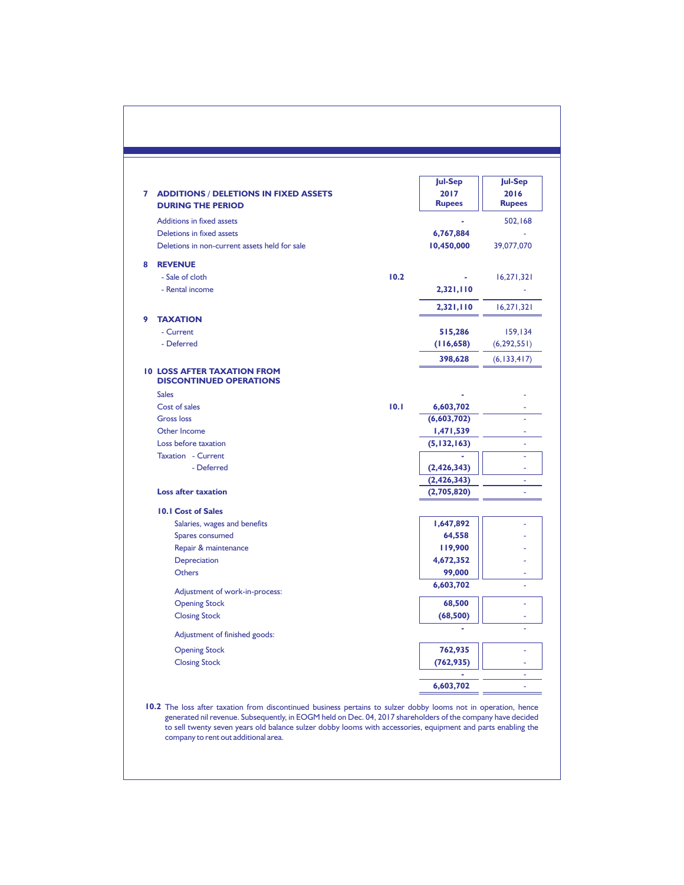| | Note | Jul-Sep 2017 Rupees | Jul-Sep 2016 Rupees |
|---|---|---|---|
| **7 ADDITIONS / DELETIONS IN FIXED ASSETS DURING THE PERIOD** | | | |
| Additions in fixed assets | | **-** | 502,168 |
| Deletions in fixed assets | | **6,767,884** | - |
| Deletions in non-current assets held for sale | | **10,450,000** | 39,077,070 |
| **8 REVENUE** | | | |
| - Sale of cloth | 10.2 | **-** | 16,271,321 |
| - Rental income | | **2,321,110** | - |
| | | **2,321,110** | 16,271,321 |
| **9 TAXATION** | | | |
| - Current | | **515,286** | 159,134 |
| - Deferred | | **(116,658)** | (6,292,551) |
| | | **398,628** | (6,133,417) |
| **10 LOSS AFTER TAXATION FROM DISCONTINUED OPERATIONS** | | | |
| Sales | | **-** | - |
| Cost of sales | 10.1 | **6,603,702** | - |
| Gross loss | | **(6,603,702)** | - |
| Other Income | | **1,471,539** | - |
| Loss before taxation | | **(5,132,163)** | - |
| Taxation - Current | | **-** | - |
| - Deferred | | **(2,426,343)** | - |
| | | **(2,426,343)** | - |
| **Loss after taxation** | | **(2,705,820)** | - |
| **10.1 Cost of Sales** | | | |
| Salaries, wages and benefits | | **1,647,892** | - |
| Spares consumed | | **64,558** | - |
| Repair & maintenance | | **119,900** | - |
| Depreciation | | **4,672,352** | - |
| Others | | **99,000** | - |
| | | **6,603,702** | - |
| Adjustment of work-in-process: | | | |
| Opening Stock | | **68,500** | - |
| Closing Stock | | **(68,500)** | - |
| | | **-** | - |
| Adjustment of finished goods: | | | |
| Opening Stock | | **762,935** | - |
| Closing Stock | | **(762,935)** | - |
| | | **-** | - |
| | | **6,603,702** | - |

**10.2** The loss after taxation from discontinued business pertains to sulzer dobby looms not in operation, hence generated nil revenue. Subsequently, in EOGM held on Dec. 04, 2017 shareholders of the company have decided to sell twenty seven years old balance sulzer dobby looms with accessories, equipment and parts enabling the company to rent out additional area.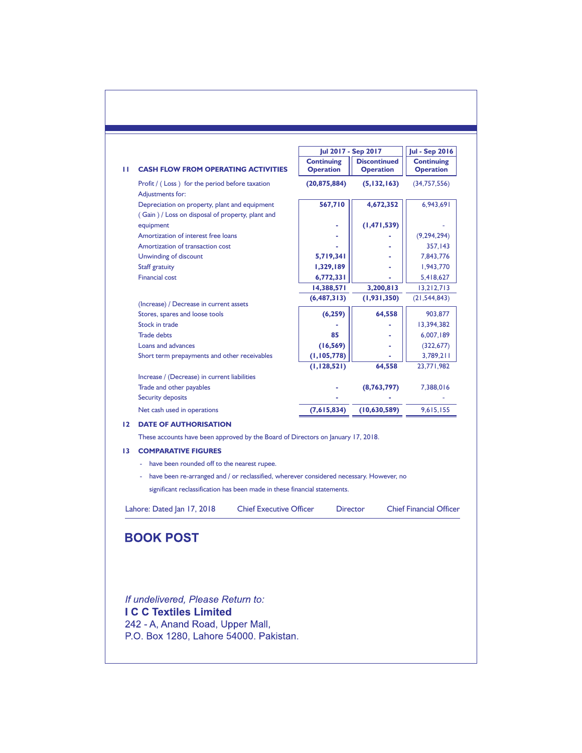| 11 CASH FLOW FROM OPERATING ACTIVITIES | Jul 2017 - Sep 2017 Continuing Operation | Jul 2017 - Sep 2017 Discontinued Operation | Jul - Sep 2016 Continuing Operation |
|---|---|---|---|
| Profit / ( Loss ) for the period before taxation | **(20,875,884)** | **(5,132,163)** | (34,757,556) |
| Adjustments for: | | | |
| Depreciation on property, plant and equipment | **567,710** | **4,672,352** | 6,943,691 |
| ( Gain ) / Loss on disposal of property, plant and equipment | **-** | **(1,471,539)** | - |
| Amortization of interest free loans | **-** | **-** | (9,294,294) |
| Amortization of transaction cost | **-** | **-** | 357,143 |
| Unwinding of discount | **5,719,341** | **-** | 7,843,776 |
| Staff gratuity | **1,329,189** | **-** | 1,943,770 |
| Financial cost | **6,772,331** | **-** | 5,418,627 |
| | **14,388,571** | **3,200,813** | 13,212,713 |
| | **(6,487,313)** | **(1,931,350)** | (21,544,843) |
| (Increase) / Decrease in current assets | | | |
| Stores, spares and loose tools | **(6,259)** | **64,558** | 903,877 |
| Stock in trade | **-** | **-** | 13,394,382 |
| Trade debts | **85** | **-** | 6,007,189 |
| Loans and advances | **(16,569)** | **-** | (322,677) |
| Short term prepayments and other receivables | **(1,105,778)** | **-** | 3,789,211 |
| | **(1,128,521)** | **64,558** | 23,771,982 |
| Increase / (Decrease) in current liabilities | | | |
| Trade and other payables | **-** | **(8,763,797)** | 7,388,016 |
| Security deposits | **-** | **-** | - |
| Net cash used in operations | **(7,615,834)** | **(10,630,589)** | 9,615,155 |

## 12 DATE OF AUTHORISATION

These accounts have been approved by the Board of Directors on January 17, 2018.

## 13 COMPARATIVE FIGURES

- have been rounded off to the nearest rupee.
- have been re-arranged and / or reclassified, wherever considered necessary. However, no significant reclassification has been made in these financial statements.

Lahore: Dated Jan 17, 2018 &nbsp;&nbsp;&nbsp; Chief Executive Officer &nbsp;&nbsp;&nbsp; Director &nbsp;&nbsp;&nbsp; Chief Financial Officer

# BOOK POST

*If undelivered, Please Return to:*

**I C C Textiles Limited**

242 - A, Anand Road, Upper Mall,

P.O. Box 1280, Lahore 54000. Pakistan.